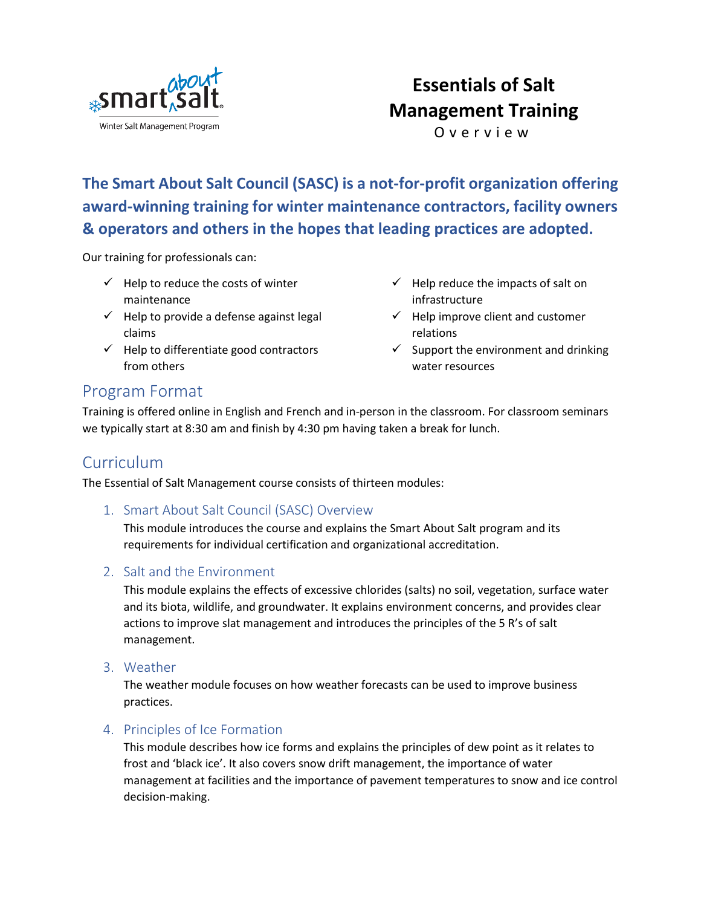smart about salt
Winter Salt Management Program

# Essentials of Salt Management Training

Overview

## The Smart About Salt Council (SASC) is a not-for-profit organization offering award-winning training for winter maintenance contractors, facility owners & operators and others in the hopes that leading practices are adopted.

Our training for professionals can:

- ✓ Help to reduce the costs of winter maintenance
- ✓ Help to provide a defense against legal claims
- ✓ Help to differentiate good contractors from others
- ✓ Help reduce the impacts of salt on infrastructure
- ✓ Help improve client and customer relations
- ✓ Support the environment and drinking water resources

## Program Format

Training is offered online in English and French and in-person in the classroom. For classroom seminars we typically start at 8:30 am and finish by 4:30 pm having taken a break for lunch.

## Curriculum

The Essential of Salt Management course consists of thirteen modules:

### 1. Smart About Salt Council (SASC) Overview

This module introduces the course and explains the Smart About Salt program and its requirements for individual certification and organizational accreditation.

### 2. Salt and the Environment

This module explains the effects of excessive chlorides (salts) no soil, vegetation, surface water and its biota, wildlife, and groundwater. It explains environment concerns, and provides clear actions to improve slat management and introduces the principles of the 5 R's of salt management.

### 3. Weather

The weather module focuses on how weather forecasts can be used to improve business practices.

### 4. Principles of Ice Formation

This module describes how ice forms and explains the principles of dew point as it relates to frost and 'black ice'. It also covers snow drift management, the importance of water management at facilities and the importance of pavement temperatures to snow and ice control decision-making.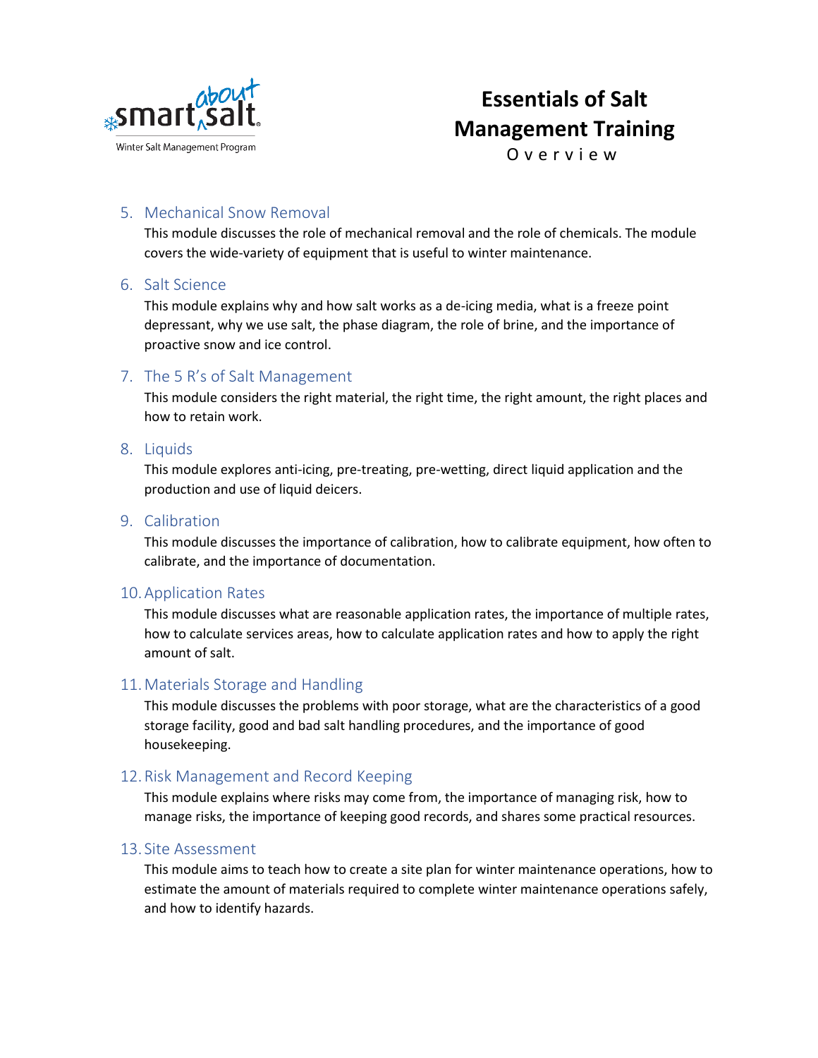## 5. Mechanical Snow Removal

This module discusses the role of mechanical removal and the role of chemicals. The module covers the wide-variety of equipment that is useful to winter maintenance.

## 6. Salt Science

This module explains why and how salt works as a de-icing media, what is a freeze point depressant, why we use salt, the phase diagram, the role of brine, and the importance of proactive snow and ice control.

## 7. The 5 R's of Salt Management

This module considers the right material, the right time, the right amount, the right places and how to retain work.

## 8. Liquids

This module explores anti-icing, pre-treating, pre-wetting, direct liquid application and the production and use of liquid deicers.

## 9. Calibration

This module discusses the importance of calibration, how to calibrate equipment, how often to calibrate, and the importance of documentation.

## 10. Application Rates

This module discusses what are reasonable application rates, the importance of multiple rates, how to calculate services areas, how to calculate application rates and how to apply the right amount of salt.

## 11. Materials Storage and Handling

This module discusses the problems with poor storage, what are the characteristics of a good storage facility, good and bad salt handling procedures, and the importance of good housekeeping.

## 12. Risk Management and Record Keeping

This module explains where risks may come from, the importance of managing risk, how to manage risks, the importance of keeping good records, and shares some practical resources.

## 13. Site Assessment

This module aims to teach how to create a site plan for winter maintenance operations, how to estimate the amount of materials required to complete winter maintenance operations safely, and how to identify hazards.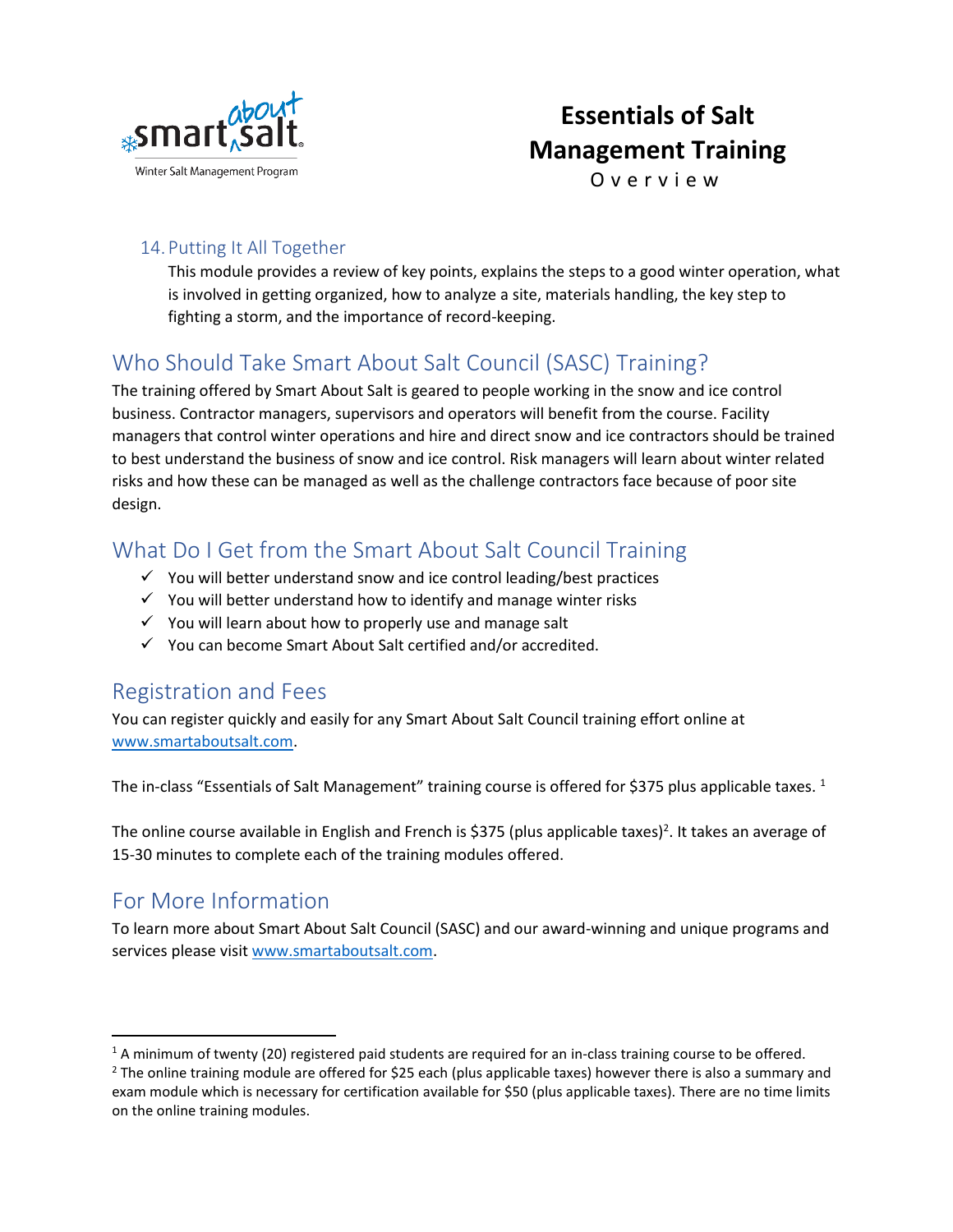### 14. Putting It All Together

This module provides a review of key points, explains the steps to a good winter operation, what is involved in getting organized, how to analyze a site, materials handling, the key step to fighting a storm, and the importance of record-keeping.

## Who Should Take Smart About Salt Council (SASC) Training?

The training offered by Smart About Salt is geared to people working in the snow and ice control business. Contractor managers, supervisors and operators will benefit from the course. Facility managers that control winter operations and hire and direct snow and ice contractors should be trained to best understand the business of snow and ice control. Risk managers will learn about winter related risks and how these can be managed as well as the challenge contractors face because of poor site design.

## What Do I Get from the Smart About Salt Council Training

- ✓ You will better understand snow and ice control leading/best practices
- ✓ You will better understand how to identify and manage winter risks
- ✓ You will learn about how to properly use and manage salt
- ✓ You can become Smart About Salt certified and/or accredited.

## Registration and Fees

You can register quickly and easily for any Smart About Salt Council training effort online at www.smartaboutsalt.com.

The in-class "Essentials of Salt Management" training course is offered for $375 plus applicable taxes. [1]

The online course available in English and French is $375 (plus applicable taxes)[2]. It takes an average of 15-30 minutes to complete each of the training modules offered.

## For More Information

To learn more about Smart About Salt Council (SASC) and our award-winning and unique programs and services please visit www.smartaboutsalt.com.

---

[1] A minimum of twenty (20) registered paid students are required for an in-class training course to be offered.

[2] The online training module are offered for $25 each (plus applicable taxes) however there is also a summary and exam module which is necessary for certification available for $50 (plus applicable taxes). There are no time limits on the online training modules.